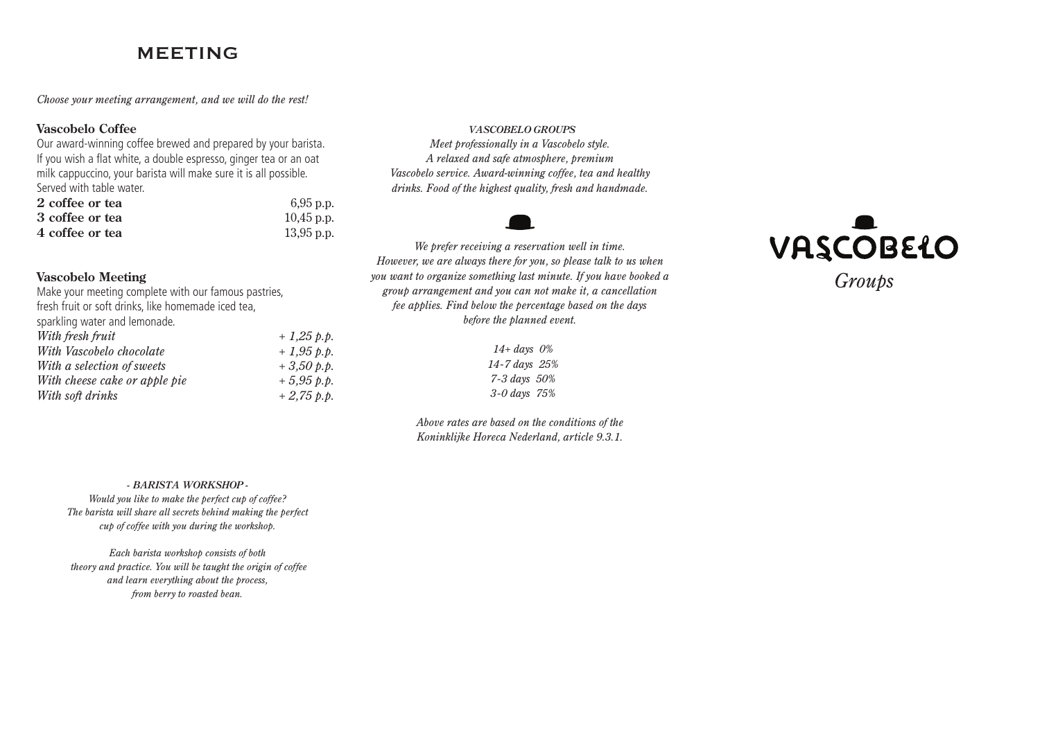# MEETING

*Choose your meeting arrangement, and we will do the rest!*

## Vascobelo Coffee

Our award-winning coffee brewed and prepared by your barista. If you wish a flat white, a double espresso, ginger tea or an oat milk cappuccino, your barista will make sure it is all possible. Served with table water.

| | |
|---|---|
| **2 coffee or tea** | 6,95 p.p. |
| **3 coffee or tea** | 10,45 p.p. |
| **4 coffee or tea** | 13,95 p.p. |

## Vascobelo Meeting

Make your meeting complete with our famous pastries, fresh fruit or soft drinks, like homemade iced tea, sparkling water and lemonade.

| | |
|---|---|
| *With fresh fruit* | *+ 1,25 p.p.* |
| *With Vascobelo chocolate* | *+ 1,95 p.p.* |
| *With a selection of sweets* | *+ 3,50 p.p.* |
| *With cheese cake or apple pie* | *+ 5,95 p.p.* |
| *With soft drinks* | *+ 2,75 p.p.* |

*- BARISTA WORKSHOP -*

*Would you like to make the perfect cup of coffee? The barista will share all secrets behind making the perfect cup of coffee with you during the workshop.*

*Each barista workshop consists of both theory and practice. You will be taught the origin of coffee and learn everything about the process, from berry to roasted bean.*

*VASCOBELO GROUPS*

*Meet professionally in a Vascobelo style. A relaxed and safe atmosphere, premium Vascobelo service. Award-winning coffee, tea and healthy drinks. Food of the highest quality, fresh and handmade.*

*We prefer receiving a reservation well in time. However, we are always there for you, so please talk to us when you want to organize something last minute. If you have booked a group arrangement and you can not make it, a cancellation fee applies. Find below the percentage based on the days before the planned event.*

*14+ days 0%*
*14-7 days 25%*
*7-3 days 50%*
*3-0 days 75%*

*Above rates are based on the conditions of the Koninklijke Horeca Nederland, article 9.3.1.*

VASCOBELO

*Groups*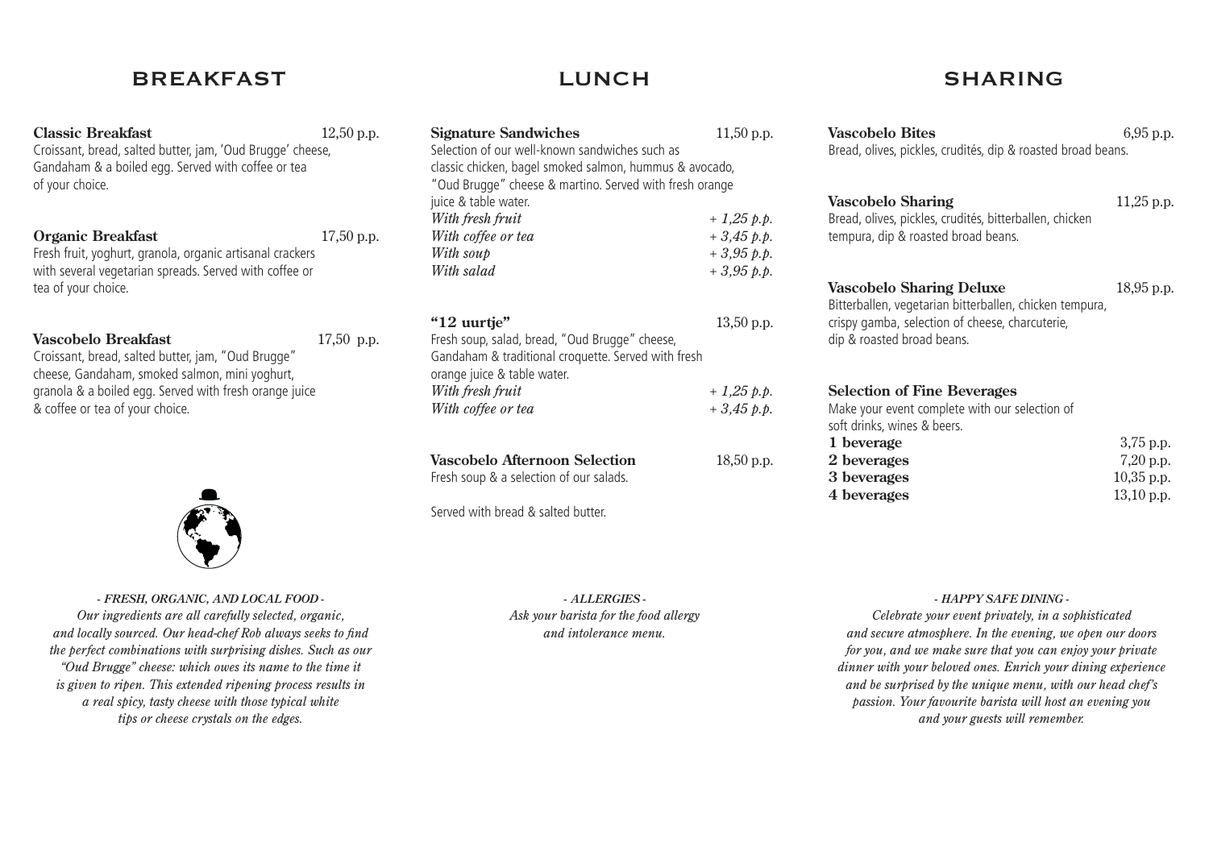## BREAKFAST

**Classic Breakfast** 12,50 p.p.
Croissant, bread, salted butter, jam, 'Oud Brugge' cheese, Gandaham & a boiled egg. Served with coffee or tea of your choice.

**Organic Breakfast** 17,50 p.p.
Fresh fruit, yoghurt, granola, organic artisanal crackers with several vegetarian spreads. Served with coffee or tea of your choice.

**Vascobelo Breakfast** 17,50 p.p.
Croissant, bread, salted butter, jam, "Oud Brugge" cheese, Gandaham, smoked salmon, mini yoghurt, granola & a boiled egg. Served with fresh orange juice & coffee or tea of your choice.

***- FRESH, ORGANIC, AND LOCAL FOOD -***
*Our ingredients are all carefully selected, organic, and locally sourced. Our head-chef Rob always seeks to find the perfect combinations with surprising dishes. Such as our "Oud Brugge" cheese: which owes its name to the time it is given to ripen. This extended ripening process results in a real spicy, tasty cheese with those typical white tips or cheese crystals on the edges.*

## LUNCH

**Signature Sandwiches** 11,50 p.p.
Selection of our well-known sandwiches such as classic chicken, bagel smoked salmon, hummus & avocado, "Oud Brugge" cheese & martino. Served with fresh orange juice & table water.

| | |
|---|---|
| *With fresh fruit* | *+ 1,25 p.p.* |
| *With coffee or tea* | *+ 3,45 p.p.* |
| *With soup* | *+ 3,95 p.p.* |
| *With salad* | *+ 3,95 p.p.* |

**"12 uurtje"** 13,50 p.p.
Fresh soup, salad, bread, "Oud Brugge" cheese, Gandaham & traditional croquette. Served with fresh orange juice & table water.

| | |
|---|---|
| *With fresh fruit* | *+ 1,25 p.p.* |
| *With coffee or tea* | *+ 3,45 p.p.* |

**Vascobelo Afternoon Selection** 18,50 p.p.
Fresh soup & a selection of our salads.

Served with bread & salted butter.

***- ALLERGIES -***
*Ask your barista for the food allergy and intolerance menu.*

## SHARING

**Vascobelo Bites** 6,95 p.p.
Bread, olives, pickles, crudités, dip & roasted broad beans.

**Vascobelo Sharing** 11,25 p.p.
Bread, olives, pickles, crudités, bitterballen, chicken tempura, dip & roasted broad beans.

**Vascobelo Sharing Deluxe** 18,95 p.p.
Bitterballen, vegetarian bitterballen, chicken tempura, crispy gamba, selection of cheese, charcuterie, dip & roasted broad beans.

**Selection of Fine Beverages**
Make your event complete with our selection of soft drinks, wines & beers.

| | |
|---|---|
| **1 beverage** | 3,75 p.p. |
| **2 beverages** | 7,20 p.p. |
| **3 beverages** | 10,35 p.p. |
| **4 beverages** | 13,10 p.p. |

***- HAPPY SAFE DINING -***
*Celebrate your event privately, in a sophisticated and secure atmosphere. In the evening, we open our doors for you, and we make sure that you can enjoy your private dinner with your beloved ones. Enrich your dining experience and be surprised by the unique menu, with our head chef's passion. Your favourite barista will host an evening you and your guests will remember.*